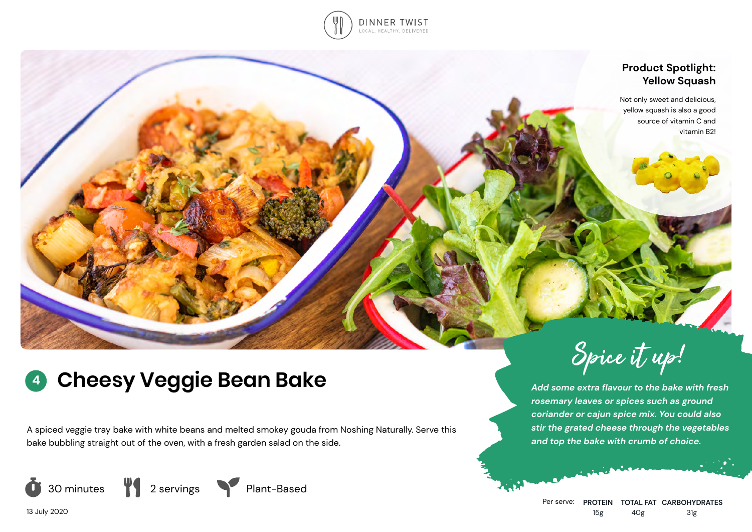DINNER TWIST
LOCAL, HEALTHY, DELIVERED

## Product Spotlight: Yellow Squash

Not only sweet and delicious, yellow squash is also a good source of vitamin C and vitamin B2!

# 4 Cheesy Veggie Bean Bake

A spiced veggie tray bake with white beans and melted smokey gouda from Noshing Naturally. Serve this bake bubbling straight out of the oven, with a fresh garden salad on the side.

30 minutes | 2 servings | Plant-Based

13 July 2020

## Spice it up!

*Add some extra flavour to the bake with fresh rosemary leaves or spices such as ground coriander or cajun spice mix. You could also stir the grated cheese through the vegetables and top the bake with crumb of choice.*

| Per serve: | PROTEIN | TOTAL FAT | CARBOHYDRATES |
|---|---|---|---|
| | 15g | 40g | 31g |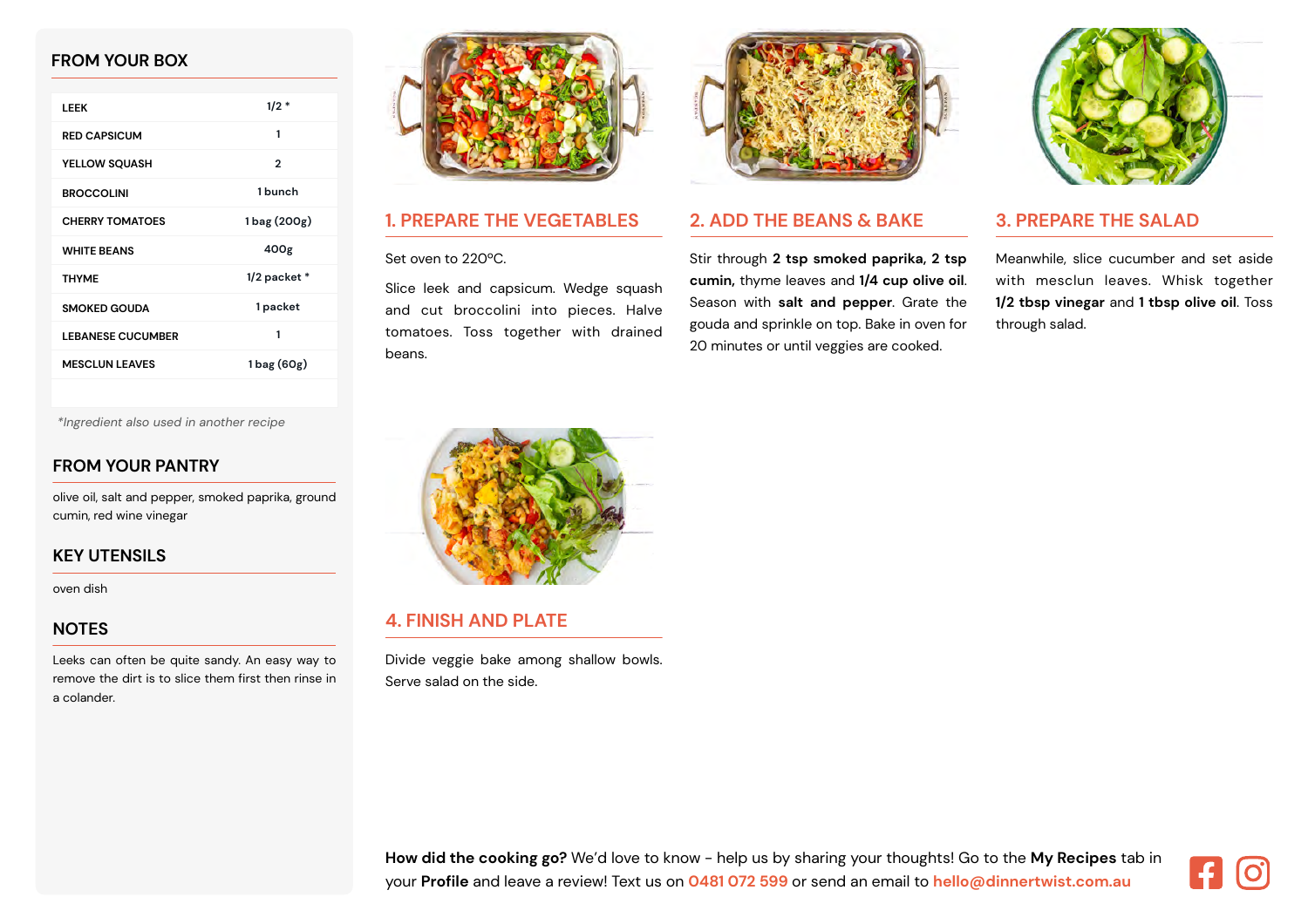## FROM YOUR BOX

| | |
|---|---|
| LEEK | 1/2 * |
| RED CAPSICUM | 1 |
| YELLOW SQUASH | 2 |
| BROCCOLINI | 1 bunch |
| CHERRY TOMATOES | 1 bag (200g) |
| WHITE BEANS | 400g |
| THYME | 1/2 packet * |
| SMOKED GOUDA | 1 packet |
| LEBANESE CUCUMBER | 1 |
| MESCLUN LEAVES | 1 bag (60g) |

*\*Ingredient also used in another recipe*

## FROM YOUR PANTRY

olive oil, salt and pepper, smoked paprika, ground cumin, red wine vinegar

## KEY UTENSILS

oven dish

## NOTES

Leeks can often be quite sandy. An easy way to remove the dirt is to slice them first then rinse in a colander.

## 1. PREPARE THE VEGETABLES

Set oven to 220°C.

Slice leek and capsicum. Wedge squash and cut broccolini into pieces. Halve tomatoes. Toss together with drained beans.

## 2. ADD THE BEANS & BAKE

Stir through **2 tsp smoked paprika, 2 tsp cumin,** thyme leaves and **1/4 cup olive oil**. Season with **salt and pepper**. Grate the gouda and sprinkle on top. Bake in oven for 20 minutes or until veggies are cooked.

## 3. PREPARE THE SALAD

Meanwhile, slice cucumber and set aside with mesclun leaves. Whisk together **1/2 tbsp vinegar** and **1 tbsp olive oil**. Toss through salad.

## 4. FINISH AND PLATE

Divide veggie bake among shallow bowls. Serve salad on the side.

**How did the cooking go?** We'd love to know - help us by sharing your thoughts! Go to the **My Recipes** tab in your **Profile** and leave a review! Text us on 0481 072 599 or send an email to hello@dinnertwist.com.au